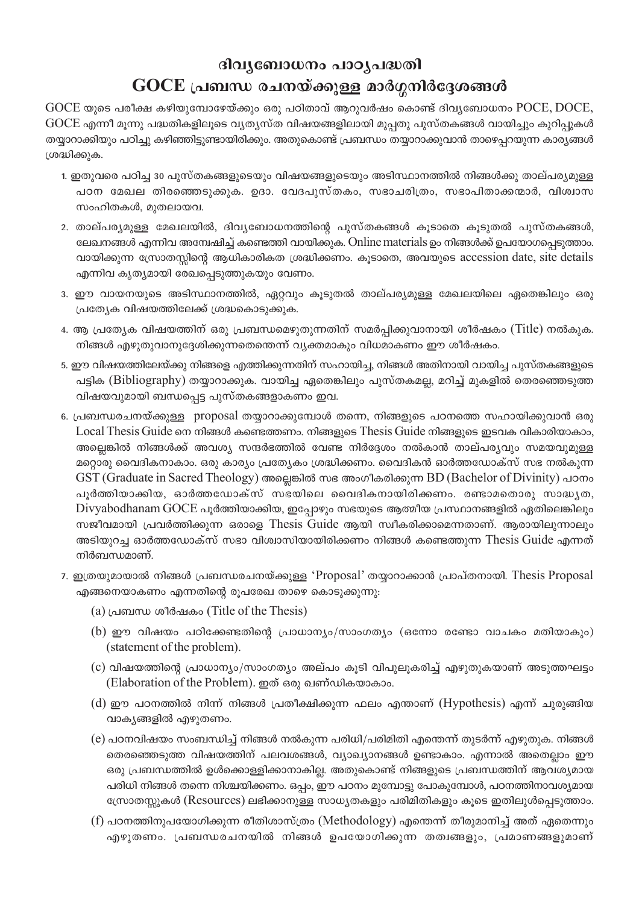# ദിവ്യബോധനം പാഠ്യപദ്ധതി
# GOCE പ്രബന്ധ രചനയ്ക്കുള്ള മാർഗ്ഗനിർദ്ദേശങ്ങൾ

GOCE യുടെ പരീക്ഷ കഴിയുമ്പോഴേയ്ക്കും ഒരു പഠിതാവ് ആറുവർഷം കൊണ്ട് ദിവ്യബോധനം POCE, DOCE, GOCE എന്നീ മൂന്നു പദ്ധതികളിലൂടെ വ്യത്യസ്ത വിഷയങ്ങളിലായി മുപ്പതു പുസ്തകങ്ങൾ വായിച്ചും കുറിപ്പുകൾ തയ്യാറാക്കിയും പഠിച്ചു കഴിഞ്ഞിട്ടുണ്ടായിരിക്കും. അതുകൊണ്ട് പ്രബന്ധം തയ്യാറാക്കുവാൻ താഴെപ്പറയുന്ന കാര്യങ്ങൾ ശ്രദ്ധിക്കുക.

1. ഇതുവരെ പഠിച്ച 30 പുസ്തകങ്ങളുടെയും വിഷയങ്ങളുടെയും അടിസ്ഥാനത്തിൽ നിങ്ങൾക്കു താല്പര്യമുള്ള പഠന മേഖല തിരഞ്ഞെടുക്കുക. ഉദാ. വേദപുസ്തകം, സഭാചരിത്രം, സഭാപിതാക്കന്മാർ, വിശ്വാസ സംഹിതകൾ, മുതലായവ.
2. താല്പര്യമുള്ള മേഖലയിൽ, ദിവ്യബോധനത്തിന്റെ പുസ്തകങ്ങൾ കൂടാതെ കൂടുതൽ പുസ്തകങ്ങൾ, ലേഖനങ്ങൾ എന്നിവ അന്വേഷിച്ച് കണ്ടെത്തി വായിക്കുക. Online materials ഉം നിങ്ങൾക്ക് ഉപയോഗപ്പെടുത്താം. വായിക്കുന്ന സ്രോതസ്സിന്റെ ആധികാരികത ശ്രദ്ധിക്കണം. കൂടാതെ, അവയുടെ accession date, site details എന്നിവ കൃത്യമായി രേഖപ്പെടുത്തുകയും വേണം.
3. ഈ വായനയുടെ അടിസ്ഥാനത്തിൽ, ഏറ്റവും കൂടുതൽ താല്പര്യമുള്ള മേഖലയിലെ ഏതെങ്കിലും ഒരു പ്രത്യേക വിഷയത്തിലേക്ക് ശ്രദ്ധകൊടുക്കുക.
4. ആ പ്രത്യേക വിഷയത്തിന് ഒരു പ്രബന്ധമെഴുതുന്നതിന് സമർപ്പിക്കുവാനായി ശീർഷകം (Title) നൽകുക. നിങ്ങൾ എഴുതുവാനുദ്ദേശിക്കുന്നതെന്തെന്ന് വ്യക്തമാകും വിധമാകണം ഈ ശീർഷകം.
5. ഈ വിഷയത്തിലേയ്ക്കു നിങ്ങളെ എത്തിക്കുന്നതിന് സഹായിച്ച, നിങ്ങൾ അതിനായി വായിച്ച പുസ്തകങ്ങളുടെ പട്ടിക (Bibliography) തയ്യാറാക്കുക. വായിച്ച ഏതെങ്കിലും പുസ്തകമല്ല, മറിച്ച് മുകളിൽ തെരഞ്ഞെടുത്ത വിഷയവുമായി ബന്ധപ്പെട്ട പുസ്തകങ്ങളാകണം ഇവ.
6. പ്രബന്ധരചനയ്ക്കുള്ള proposal തയ്യാറാക്കുമ്പോൾ തന്നെ, നിങ്ങളുടെ പഠനത്തെ സഹായിക്കുവാൻ ഒരു Local Thesis Guide നെ നിങ്ങൾ കണ്ടെത്തണം. നിങ്ങളുടെ Thesis Guide നിങ്ങളുടെ ഇടവക വികാരിയാകാം, അല്ലെങ്കിൽ നിങ്ങൾക്ക് അവശ്യ സന്ദർഭത്തിൽ വേണ്ട നിർദ്ദേശം നൽകാൻ താല്പര്യവും സമയവുമുള്ള മറ്റൊരു വൈദികനാകാം. ഒരു കാര്യം പ്രത്യേകം ശ്രദ്ധിക്കണം. വൈദികൻ ഓർത്തഡോക്സ് സഭ നൽകുന്ന GST (Graduate in Sacred Theology) അല്ലെങ്കിൽ സഭ അംഗീകരിക്കുന്ന BD (Bachelor of Divinity) പഠനം പൂർത്തിയാക്കിയ, ഓർത്തഡോക്സ് സഭയിലെ വൈദികനായിരിക്കണം. രണ്ടാമതൊരു സാദ്ധ്യത, Divyabodhanam GOCE പൂർത്തിയാക്കിയ, ഇപ്പോഴും സഭയുടെ ആത്മീയ പ്രസ്ഥാനങ്ങളിൽ ഏതിലെങ്കിലും സജീവമായി പ്രവർത്തിക്കുന്ന ഒരാളെ Thesis Guide ആയി സ്വീകരിക്കാമെന്നതാണ്. ആരായിലുന്നാലും അടിയുറച്ച ഓർത്തഡോക്സ് സഭാ വിശ്വാസിയായിരിക്കണം നിങ്ങൾ കണ്ടെത്തുന്ന Thesis Guide എന്നത് നിർബന്ധമാണ്.
7. ഇത്രയുമായാൽ നിങ്ങൾ പ്രബന്ധരചനയ്ക്കുള്ള 'Proposal' തയ്യാറാക്കാൻ പ്രാപ്തനായി. Thesis Proposal എങ്ങനെയാകണം എന്നതിന്റെ രൂപരേഖ താഴെ കൊടുക്കുന്നു:
   (a) പ്രബന്ധ ശീർഷകം (Title of the Thesis)
   
   (b) ഈ വിഷയം പഠിക്കേണ്ടതിന്റെ പ്രാധാന്യം/സാംഗത്യം (ഒന്നോ രണ്ടോ വാചകം മതിയാകും) (statement of the problem).
   
   (c) വിഷയത്തിന്റെ പ്രാധാന്യം/സാംഗത്യം അല്പം കൂടി വിപുലീകരിച്ച് എഴുതുകയാണ് അടുത്തഘട്ടം (Elaboration of the Problem). ഇത് ഒരു ഖണ്ഡികയാകാം.
   
   (d) ഈ പഠനത്തിൽ നിന്ന് നിങ്ങൾ പ്രതീക്ഷിക്കുന്ന ഫലം എന്താണ് (Hypothesis) എന്ന് ചുരുങ്ങിയ വാക്യങ്ങളിൽ എഴുതണം.
   
   (e) പഠനവിഷയം സംബന്ധിച്ച് നിങ്ങൾ നൽകുന്ന പരിധി/പരിമിതി എന്തെന്ന് തുടർന്ന് എഴുതുക. നിങ്ങൾ തെരഞ്ഞെടുത്ത വിഷയത്തിന് പലവശങ്ങൾ, വ്യാഖ്യാനങ്ങൾ ഉണ്ടാകാം. എന്നാൽ അതെല്ലാം ഈ ഒരു പ്രബന്ധത്തിൽ ഉൾക്കൊള്ളിക്കാനാകില്ല. അതുകൊണ്ട് നിങ്ങളുടെ പ്രബന്ധത്തിന് ആവശ്യമായ പരിധി നിങ്ങൾ തന്നെ നിശ്ചയിക്കണം. ഒപ്പം, ഈ പഠനം മുമ്പോട്ടു പോകുമ്പോൾ, പഠനത്തിനാവശ്യമായ സ്രോതസ്സുകൾ (Resources) ലഭിക്കാനുള്ള സാധ്യതകളും പരിമിതികളും കൂടെ ഇതിലുൾപ്പെടുത്താം.
   
   (f) പഠനത്തിനുപയോഗിക്കുന്ന രീതിശാസ്ത്രം (Methodology) എന്തെന്ന് തീരുമാനിച്ച് അത് ഏതെന്നും എഴുതണം. പ്രബന്ധരചനയിൽ നിങ്ങൾ ഉപയോഗിക്കുന്ന തത്വങ്ങളും, പ്രമാണങ്ങളുമാണ്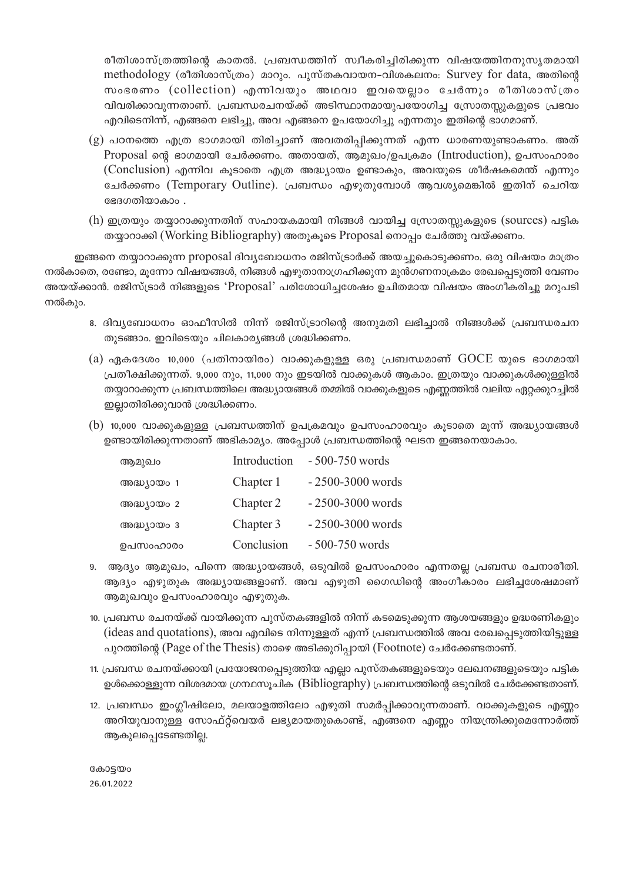രീതിശാസ്ത്രത്തിന്റെ കാതൽ. പ്രബന്ധത്തിന് സ്വീകരിച്ചിരിക്കുന്ന വിഷയത്തിനനുസൃതമായി methodology (രീതിശാസ്ത്രം) മാറും. പുസ്തകവായന-വിശകലനം: Survey for data, അതിന്റെ സംഭരണം (collection) എന്നിവയും അഥവാ ഇവയെല്ലാം ചേർന്നും രീതിശാസ്ത്രം വിവരിക്കാവുന്നതാണ്. പ്രബന്ധരചനയ്ക്ക് അടിസ്ഥാനമായുപയോഗിച്ച സ്രോതസ്സുകളുടെ പ്രഭവം എവിടെനിന്ന്, എങ്ങനെ ലഭിച്ചു, അവ എങ്ങനെ ഉപയോഗിച്ചു എന്നതും ഇതിന്റെ ഭാഗമാണ്.

(g) പഠനത്തെ എത്ര ഭാഗമായി തിരിച്ചാണ് അവതരിപ്പിക്കുന്നത് എന്ന ധാരണയുണ്ടാകണം. അത് Proposal ന്റെ ഭാഗമായി ചേർക്കണം. അതായത്, ആമുഖം/ഉപക്രമം (Introduction), ഉപസംഹാരം (Conclusion) എന്നിവ കൂടാതെ എത്ര അദ്ധ്യായം ഉണ്ടാകും, അവയുടെ ശീർഷകമെന്ത് എന്നും ചേർക്കണം (Temporary Outline). പ്രബന്ധം എഴുതുമ്പോൾ ആവശ്യമെങ്കിൽ ഇതിന് ചെറിയ ഭേദഗതിയാകാം .

(h) ഇത്രയും തയ്യാറാക്കുന്നതിന് സഹായകമായി നിങ്ങൾ വായിച്ച സ്രോതസ്സുകളുടെ (sources) പട്ടിക തയ്യാറാക്കി (Working Bibliography) അതുകൂടെ Proposal നൊപ്പം ചേർത്തു വയ്ക്കണം.

ഇങ്ങനെ തയ്യാറാക്കുന്ന proposal ദിവ്യബോധനം രജിസ്ട്രാർക്ക് അയച്ചുകൊടുക്കണം. ഒരു വിഷയം മാത്രം നൽകാതെ, രണ്ടോ, മൂന്നോ വിഷയങ്ങൾ, നിങ്ങൾ എഴുതാനാഗ്രഹിക്കുന്ന മുൻഗണനാക്രമം രേഖപ്പെടുത്തി വേണം അയയ്ക്കാൻ. രജിസ്ട്രാർ നിങ്ങളുടെ 'Proposal' പരിശോധിച്ചശേഷം ഉചിതമായ വിഷയം അംഗീകരിച്ചു മറുപടി നൽകും.

8. ദിവ്യബോധനം ഓഫീസിൽ നിന്ന് രജിസ്ട്രാറിന്റെ അനുമതി ലഭിച്ചാൽ നിങ്ങൾക്ക് പ്രബന്ധരചന തുടങ്ങാം. ഇവിടെയും ചിലകാര്യങ്ങൾ ശ്രദ്ധിക്കണം.

(a) ഏകദേശം 10,000 (പതിനായിരം) വാക്കുകളുള്ള ഒരു പ്രബന്ധമാണ് GOCE യുടെ ഭാഗമായി പ്രതീക്ഷിക്കുന്നത്. 9,000 നും, 11,000 നും ഇടയിൽ വാക്കുകൾ ആകാം. ഇത്രയും വാക്കുകൾക്കുള്ളിൽ തയ്യാറാക്കുന്ന പ്രബന്ധത്തിലെ അദ്ധ്യായങ്ങൾ തമ്മിൽ വാക്കുകളുടെ എണ്ണത്തിൽ വലിയ ഏറ്റക്കുറച്ചിൽ ഇല്ലാതിരിക്കുവാൻ ശ്രദ്ധിക്കണം.

(b) 10,000 വാക്കുകളുള്ള പ്രബന്ധത്തിന് ഉപക്രമവും ഉപസംഹാരവും കൂടാതെ മൂന്ന് അദ്ധ്യായങ്ങൾ ഉണ്ടായിരിക്കുന്നതാണ് അഭികാമ്യം. അപ്പോൾ പ്രബന്ധത്തിന്റെ ഘടന ഇങ്ങനെയാകാം.

| | | |
|---|---|---|
| ആമുഖം | Introduction | - 500-750 words |
| അദ്ധ്യായം 1 | Chapter 1 | - 2500-3000 words |
| അദ്ധ്യായം 2 | Chapter 2 | - 2500-3000 words |
| അദ്ധ്യായം 3 | Chapter 3 | - 2500-3000 words |
| ഉപസംഹാരം | Conclusion | - 500-750 words |

9. ആദ്യം ആമുഖം, പിന്നെ അദ്ധ്യായങ്ങൾ, ഒടുവിൽ ഉപസംഹാരം എന്നതല്ല പ്രബന്ധ രചനാരീതി. ആദ്യം എഴുതുക അദ്ധ്യായങ്ങളാണ്. അവ എഴുതി ഗൈഡിന്റെ അംഗീകാരം ലഭിച്ചശേഷമാണ് ആമുഖവും ഉപസംഹാരവും എഴുതുക.

10. പ്രബന്ധ രചനയ്ക്ക് വായിക്കുന്ന പുസ്തകങ്ങളിൽ നിന്ന് കടമെടുക്കുന്ന ആശയങ്ങളും ഉദ്ധരണികളും (ideas and quotations), അവ എവിടെ നിന്നുള്ളത് എന്ന് പ്രബന്ധത്തിൽ അവ രേഖപ്പെടുത്തിയിട്ടുള്ള പുറത്തിന്റെ (Page of the Thesis) താഴെ അടിക്കുറിപ്പായി (Footnote) ചേർക്കേണ്ടതാണ്.

11. പ്രബന്ധ രചനയ്ക്കായി പ്രയോജനപ്പെടുത്തിയ എല്ലാ പുസ്തകങ്ങളുടെയും ലേഖനങ്ങളുടെയും പട്ടിക ഉൾക്കൊള്ളുന്ന വിശദമായ ഗ്രന്ഥസൂചിക (Bibliography) പ്രബന്ധത്തിന്റെ ഒടുവിൽ ചേർക്കേണ്ടതാണ്.

12. പ്രബന്ധം ഇംഗ്ലീഷിലോ, മലയാളത്തിലോ എഴുതി സമർപ്പിക്കാവുന്നതാണ്. വാക്കുകളുടെ എണ്ണം അറിയുവാനുള്ള സോഫ്റ്റ്‌വെയർ ലഭ്യമായതുകൊണ്ട്, എങ്ങനെ എണ്ണം നിയന്ത്രിക്കുമെന്നോർത്ത് ആകുലപ്പെടേണ്ടതില്ല.

കോട്ടയം
26.01.2022